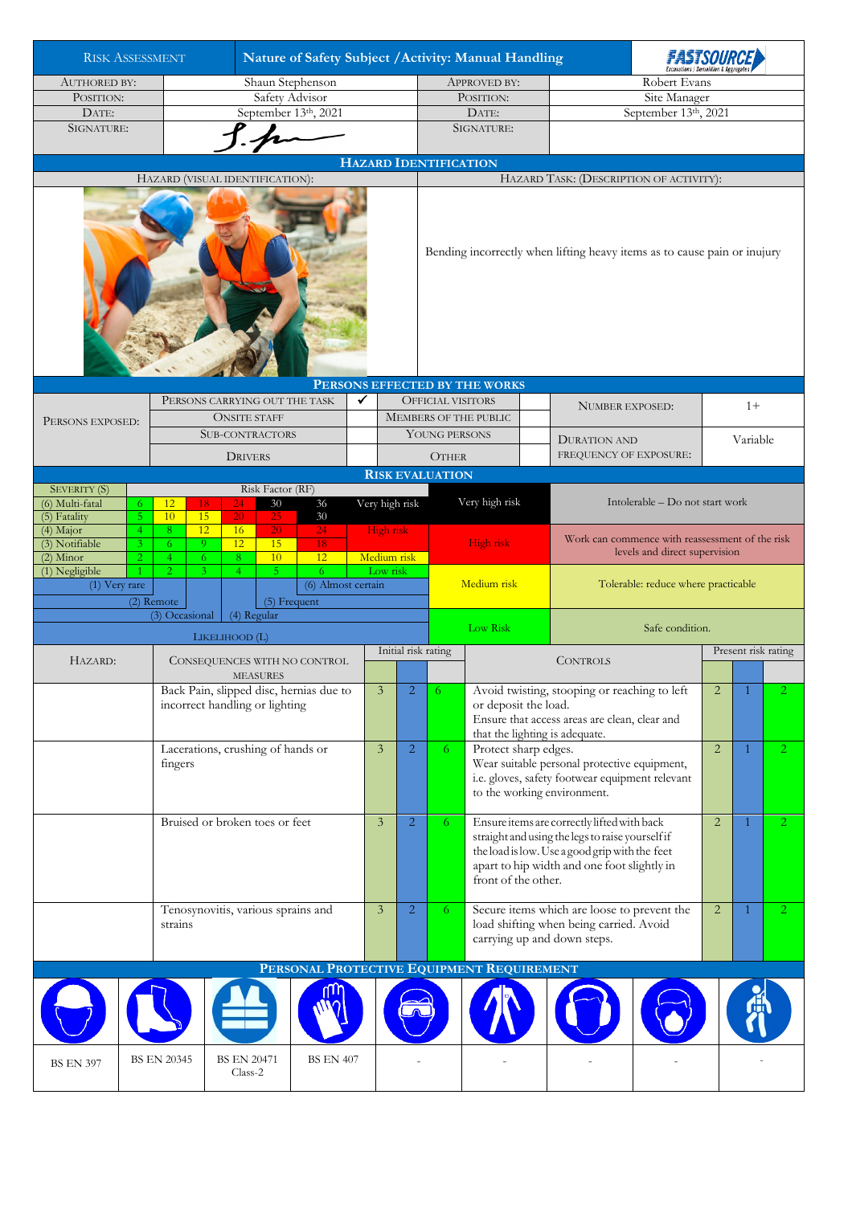# Risk Assessment

**Nature of Safety Subject / Activity: Manual Handling**

FASTSOURCE — Excavations | Demolition & Aggregates

| Authored by: | Shaun Stephenson | Approved by: | Robert Evans |
|---|---|---|---|
| Position: | Safety Advisor | Position: | Site Manager |
| Date: | September 13th, 2021 | Date: | September 13th, 2021 |
| Signature: | | Signature: | |

## Hazard Identification

| Hazard (visual identification): | Hazard Task: (description of activity): |
|---|---|
| | Bending incorrectly when lifting heavy items as to cause pain or inujury |

## Persons Effected by the Works

| Persons exposed: | | | | | | |
|---|---|---|---|---|---|---|
| | Persons carrying out the task | ✔ | Official visitors | | Number exposed: | 1+ |
| | Onsite staff | | Members of the public | | | |
| | Sub-contractors | | Young persons | | Duration and frequency of exposure: | Variable |
| | Drivers | | Other | | | |

## Risk Evaluation

| Severity (S) | Risk Factor (RF) | | | | | | | | |
|---|---|---|---|---|---|---|---|---|---|
| (6) Multi-fatal | 6 | 12 | 18 | 24 | 30 | 36 | Very high risk | Very high risk | Intolerable – Do not start work |
| (5) Fatality | 5 | 10 | 15 | 20 | 25 | 30 | | | |
| (4) Major | 4 | 8 | 12 | 16 | 20 | 24 | High risk | High risk | Work can commence with reassessment of the risk levels and direct supervision |
| (3) Notifiable | 3 | 6 | 9 | 12 | 15 | 18 | | | |
| (2) Minor | 2 | 4 | 6 | 8 | 10 | 12 | Medium risk | | |
| (1) Negligible | 1 | 2 | 3 | 4 | 5 | 6 | Low risk | Medium risk | Tolerable: reduce where practicable |
| Likelihood (L) | (1) Very rare | (2) Remote | (3) Occasional | (4) Regular | (5) Frequent | (6) Almost certain | | Low Risk | Safe condition. |

| Hazard: | Consequences with no control measures | Initial risk rating | | | Controls | Present risk rating | | |
|---|---|---|---|---|---|---|---|---|
| | Back Pain, slipped disc, hernias due to incorrect handling or lighting | 3 | 2 | 6 | Avoid twisting, stooping or reaching to left or deposit the load. Ensure that access areas are clean, clear and that the lighting is adequate. | 2 | 1 | 2 |
| | Lacerations, crushing of hands or fingers | 3 | 2 | 6 | Protect sharp edges. Wear suitable personal protective equipment, i.e. gloves, safety footwear equipment relevant to the working environment. | 2 | 1 | 2 |
| | Bruised or broken toes or feet | 3 | 2 | 6 | Ensure items are correctly lifted with back straight and using the legs to raise yourself if the load is low. Use a good grip with the feet apart to hip width and one foot slightly in front of the other. | 2 | 1 | 2 |
| | Tenosynovitis, various sprains and strains | 3 | 2 | 6 | Secure items which are loose to prevent the load shifting when being carried. Avoid carrying up and down steps. | 2 | 1 | 2 |

## Personal Protective Equipment Requirement

| Head protection | Safety footwear | Hi-vis vest | Gloves | Eye protection | Coveralls | Ear protection | Respirator | Harness |
|---|---|---|---|---|---|---|---|---|
| BS EN 397 | BS EN 20345 | BS EN 20471 Class-2 | BS EN 407 | - | - | - | - | - |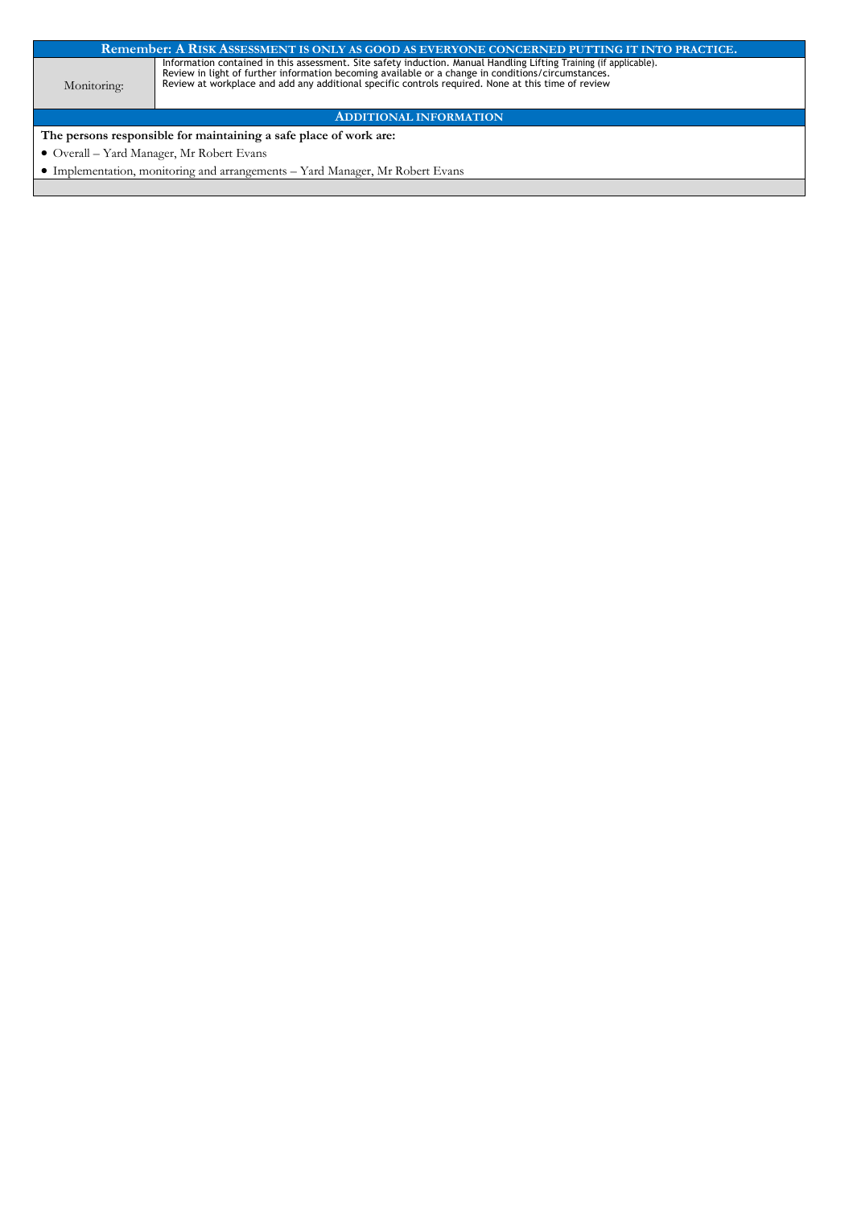**Remember: A Risk Assessment is only as good as everyone concerned putting it into practice.**

| | |
|---|---|
| Monitoring: | Information contained in this assessment. Site safety induction. Manual Handling Lifting Training (if applicable). Review in light of further information becoming available or a change in conditions/circumstances. Review at workplace and add any additional specific controls required. None at this time of review |

## ADDITIONAL INFORMATION

**The persons responsible for maintaining a safe place of work are:**

- Overall – Yard Manager, Mr Robert Evans
- Implementation, monitoring and arrangements – Yard Manager, Mr Robert Evans